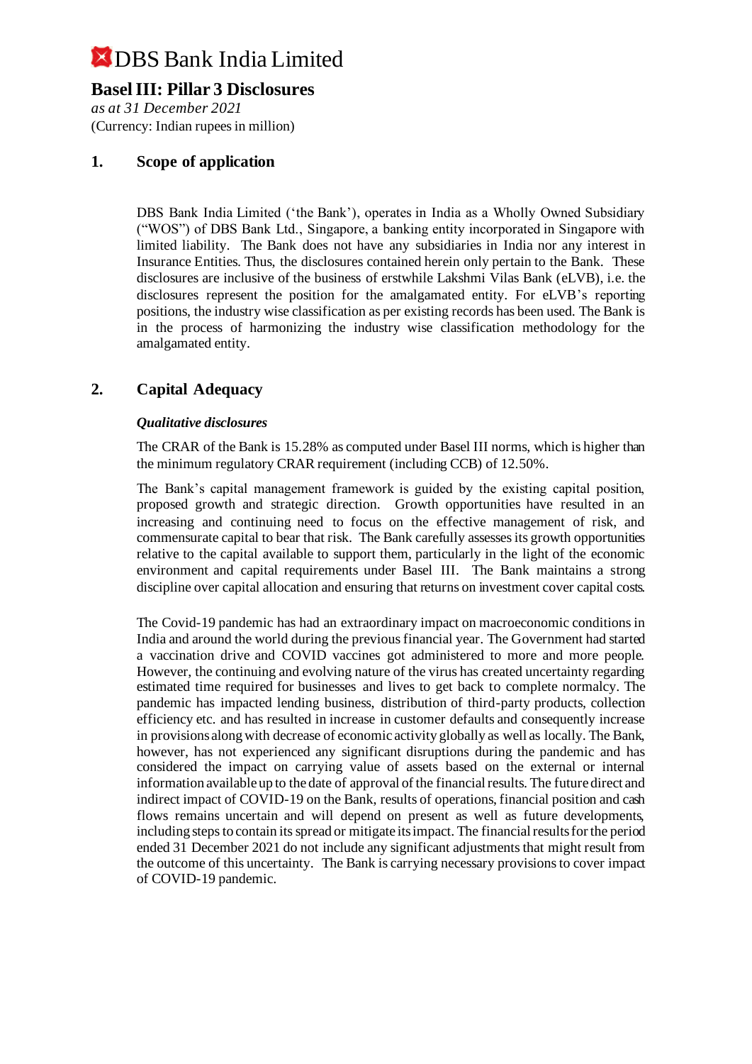# DBS Bank India Limited

## Basel III: Pillar 3 Disclosures

*as at 31 December 2021*

(Currency: Indian rupees in million)

## 1. Scope of application

DBS Bank India Limited ('the Bank'), operates in India as a Wholly Owned Subsidiary ("WOS") of DBS Bank Ltd., Singapore, a banking entity incorporated in Singapore with limited liability. The Bank does not have any subsidiaries in India nor any interest in Insurance Entities. Thus, the disclosures contained herein only pertain to the Bank. These disclosures are inclusive of the business of erstwhile Lakshmi Vilas Bank (eLVB), i.e. the disclosures represent the position for the amalgamated entity. For eLVB's reporting positions, the industry wise classification as per existing records has been used. The Bank is in the process of harmonizing the industry wise classification methodology for the amalgamated entity.

## 2. Capital Adequacy

***Qualitative disclosures***

The CRAR of the Bank is 15.28% as computed under Basel III norms, which is higher than the minimum regulatory CRAR requirement (including CCB) of 12.50%.

The Bank's capital management framework is guided by the existing capital position, proposed growth and strategic direction. Growth opportunities have resulted in an increasing and continuing need to focus on the effective management of risk, and commensurate capital to bear that risk. The Bank carefully assesses its growth opportunities relative to the capital available to support them, particularly in the light of the economic environment and capital requirements under Basel III. The Bank maintains a strong discipline over capital allocation and ensuring that returns on investment cover capital costs.

The Covid-19 pandemic has had an extraordinary impact on macroeconomic conditions in India and around the world during the previous financial year. The Government had started a vaccination drive and COVID vaccines got administered to more and more people. However, the continuing and evolving nature of the virus has created uncertainty regarding estimated time required for businesses and lives to get back to complete normalcy. The pandemic has impacted lending business, distribution of third-party products, collection efficiency etc. and has resulted in increase in customer defaults and consequently increase in provisions along with decrease of economic activity globally as well as locally. The Bank, however, has not experienced any significant disruptions during the pandemic and has considered the impact on carrying value of assets based on the external or internal information available up to the date of approval of the financial results. The future direct and indirect impact of COVID-19 on the Bank, results of operations, financial position and cash flows remains uncertain and will depend on present as well as future developments, including steps to contain its spread or mitigate its impact. The financial results for the period ended 31 December 2021 do not include any significant adjustments that might result from the outcome of this uncertainty. The Bank is carrying necessary provisions to cover impact of COVID-19 pandemic.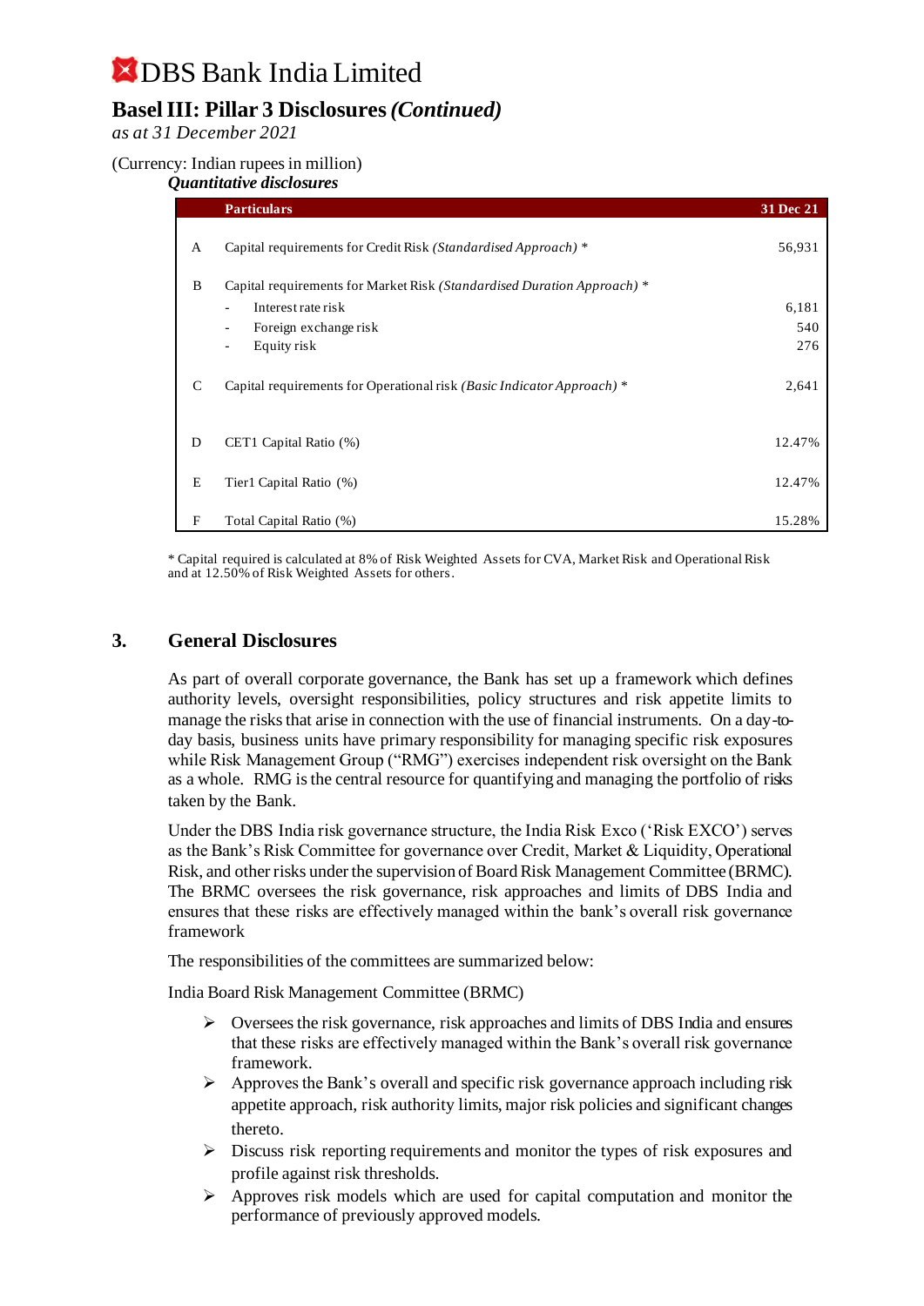# DBS Bank India Limited

## Basel III: Pillar 3 Disclosures *(Continued)*

*as at 31 December 2021*

(Currency: Indian rupees in million)

***Quantitative disclosures***

| | Particulars | 31 Dec 21 |
|---|---|---|
| A | Capital requirements for Credit Risk *(Standardised Approach)* * | 56,931 |
| B | Capital requirements for Market Risk *(Standardised Duration Approach)* * | |
| | - Interest rate risk | 6,181 |
| | - Foreign exchange risk | 540 |
| | - Equity risk | 276 |
| C | Capital requirements for Operational risk *(Basic Indicator Approach)* * | 2,641 |
| D | CET1 Capital Ratio (%) | 12.47% |
| E | Tier1 Capital Ratio (%) | 12.47% |
| F | Total Capital Ratio (%) | 15.28% |

\* Capital required is calculated at 8% of Risk Weighted Assets for CVA, Market Risk and Operational Risk and at 12.50% of Risk Weighted Assets for others.

## 3. General Disclosures

As part of overall corporate governance, the Bank has set up a framework which defines authority levels, oversight responsibilities, policy structures and risk appetite limits to manage the risks that arise in connection with the use of financial instruments. On a day-to-day basis, business units have primary responsibility for managing specific risk exposures while Risk Management Group ("RMG") exercises independent risk oversight on the Bank as a whole. RMG is the central resource for quantifying and managing the portfolio of risks taken by the Bank.

Under the DBS India risk governance structure, the India Risk Exco ('Risk EXCO') serves as the Bank's Risk Committee for governance over Credit, Market & Liquidity, Operational Risk, and other risks under the supervision of Board Risk Management Committee (BRMC). The BRMC oversees the risk governance, risk approaches and limits of DBS India and ensures that these risks are effectively managed within the bank's overall risk governance framework

The responsibilities of the committees are summarized below:

India Board Risk Management Committee (BRMC)

- Oversees the risk governance, risk approaches and limits of DBS India and ensures that these risks are effectively managed within the Bank's overall risk governance framework.
- Approves the Bank's overall and specific risk governance approach including risk appetite approach, risk authority limits, major risk policies and significant changes thereto.
- Discuss risk reporting requirements and monitor the types of risk exposures and profile against risk thresholds.
- Approves risk models which are used for capital computation and monitor the performance of previously approved models.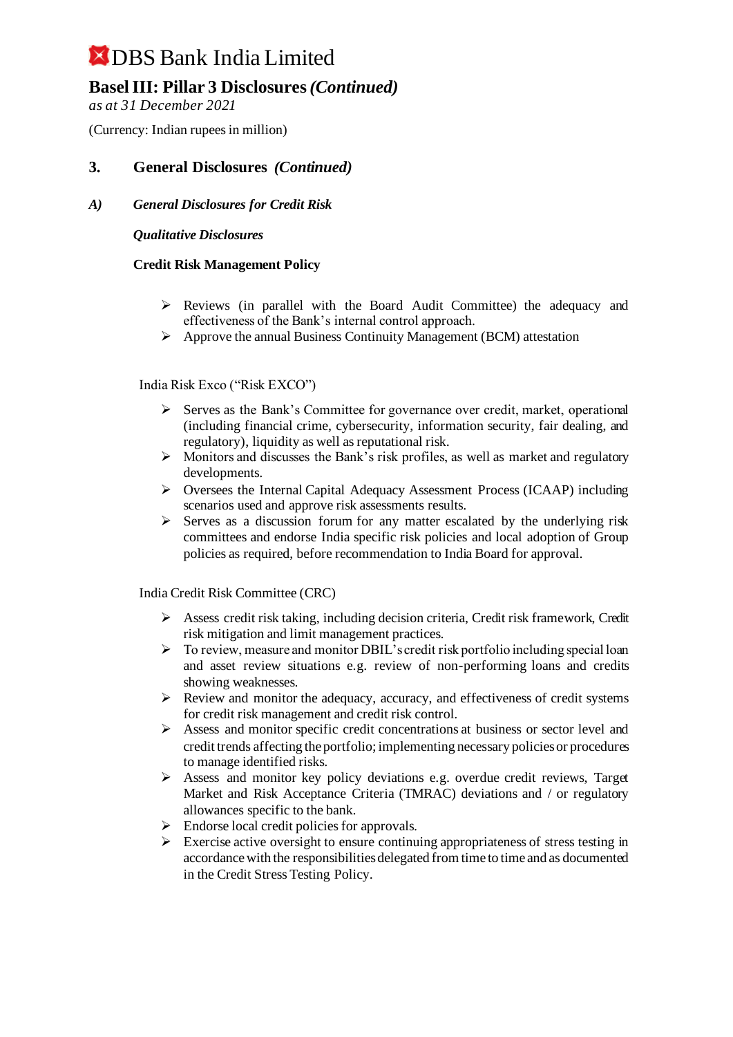## 3. General Disclosures *(Continued)*

### *A) General Disclosures for Credit Risk*

***Qualitative Disclosures***

**Credit Risk Management Policy**

- Reviews (in parallel with the Board Audit Committee) the adequacy and effectiveness of the Bank's internal control approach.
- Approve the annual Business Continuity Management (BCM) attestation

India Risk Exco ("Risk EXCO")

- Serves as the Bank's Committee for governance over credit, market, operational (including financial crime, cybersecurity, information security, fair dealing, and regulatory), liquidity as well as reputational risk.
- Monitors and discusses the Bank's risk profiles, as well as market and regulatory developments.
- Oversees the Internal Capital Adequacy Assessment Process (ICAAP) including scenarios used and approve risk assessments results.
- Serves as a discussion forum for any matter escalated by the underlying risk committees and endorse India specific risk policies and local adoption of Group policies as required, before recommendation to India Board for approval.

India Credit Risk Committee (CRC)

- Assess credit risk taking, including decision criteria, Credit risk framework, Credit risk mitigation and limit management practices.
- To review, measure and monitor DBIL's credit risk portfolio including special loan and asset review situations e.g. review of non-performing loans and credits showing weaknesses.
- Review and monitor the adequacy, accuracy, and effectiveness of credit systems for credit risk management and credit risk control.
- Assess and monitor specific credit concentrations at business or sector level and credit trends affecting the portfolio; implementing necessary policies or procedures to manage identified risks.
- Assess and monitor key policy deviations e.g. overdue credit reviews, Target Market and Risk Acceptance Criteria (TMRAC) deviations and / or regulatory allowances specific to the bank.
- Endorse local credit policies for approvals.
- Exercise active oversight to ensure continuing appropriateness of stress testing in accordance with the responsibilities delegated from time to time and as documented in the Credit Stress Testing Policy.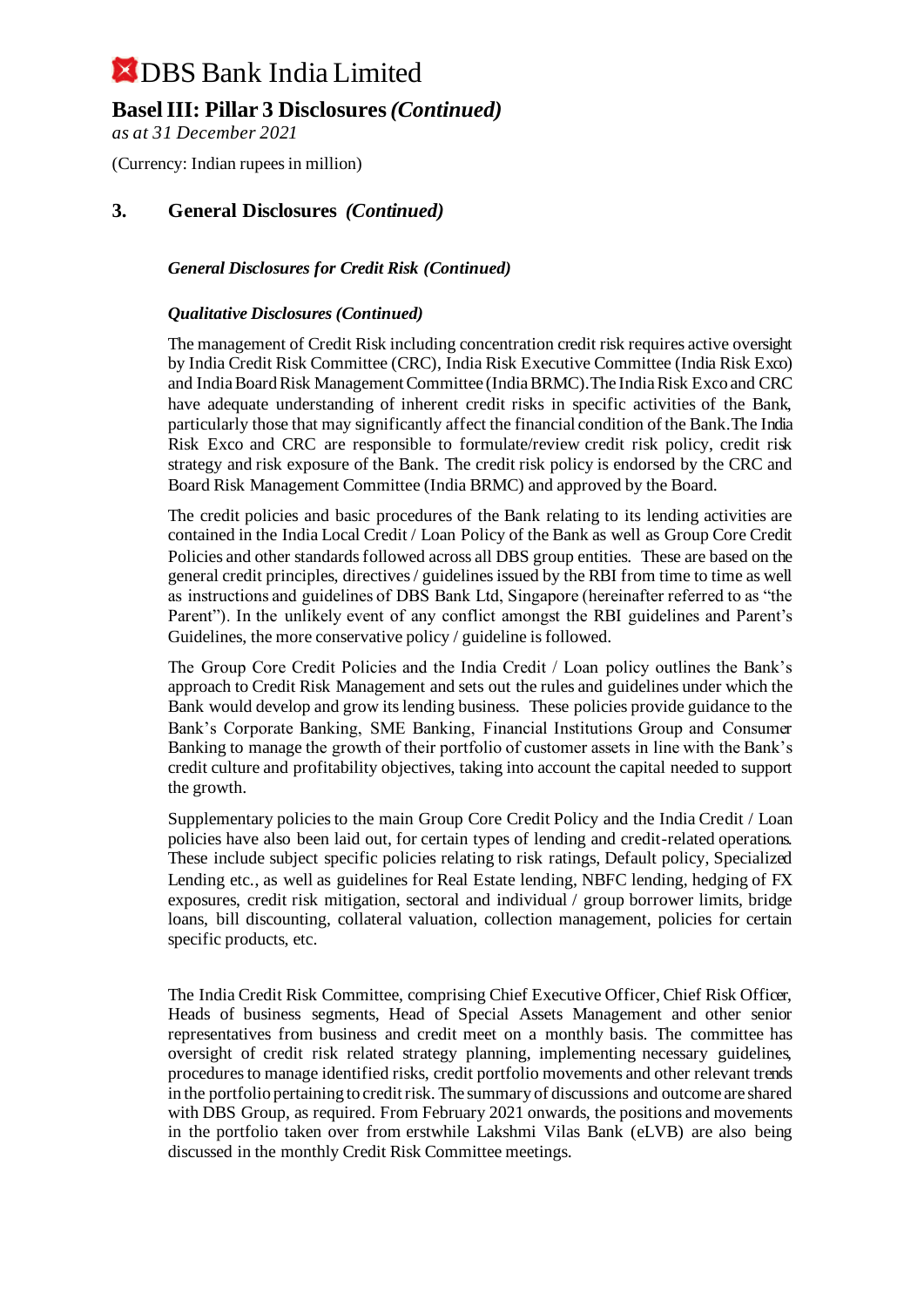## 3. General Disclosures *(Continued)*

***General Disclosures for Credit Risk (Continued)***

***Qualitative Disclosures (Continued)***

The management of Credit Risk including concentration credit risk requires active oversight by India Credit Risk Committee (CRC), India Risk Executive Committee (India Risk Exco) and India Board Risk Management Committee (India BRMC). The India Risk Exco and CRC have adequate understanding of inherent credit risks in specific activities of the Bank, particularly those that may significantly affect the financial condition of the Bank. The India Risk Exco and CRC are responsible to formulate/review credit risk policy, credit risk strategy and risk exposure of the Bank. The credit risk policy is endorsed by the CRC and Board Risk Management Committee (India BRMC) and approved by the Board.

The credit policies and basic procedures of the Bank relating to its lending activities are contained in the India Local Credit / Loan Policy of the Bank as well as Group Core Credit Policies and other standards followed across all DBS group entities. These are based on the general credit principles, directives / guidelines issued by the RBI from time to time as well as instructions and guidelines of DBS Bank Ltd, Singapore (hereinafter referred to as "the Parent"). In the unlikely event of any conflict amongst the RBI guidelines and Parent's Guidelines, the more conservative policy / guideline is followed.

The Group Core Credit Policies and the India Credit / Loan policy outlines the Bank's approach to Credit Risk Management and sets out the rules and guidelines under which the Bank would develop and grow its lending business. These policies provide guidance to the Bank's Corporate Banking, SME Banking, Financial Institutions Group and Consumer Banking to manage the growth of their portfolio of customer assets in line with the Bank's credit culture and profitability objectives, taking into account the capital needed to support the growth.

Supplementary policies to the main Group Core Credit Policy and the India Credit / Loan policies have also been laid out, for certain types of lending and credit-related operations. These include subject specific policies relating to risk ratings, Default policy, Specialized Lending etc., as well as guidelines for Real Estate lending, NBFC lending, hedging of FX exposures, credit risk mitigation, sectoral and individual / group borrower limits, bridge loans, bill discounting, collateral valuation, collection management, policies for certain specific products, etc.

The India Credit Risk Committee, comprising Chief Executive Officer, Chief Risk Officer, Heads of business segments, Head of Special Assets Management and other senior representatives from business and credit meet on a monthly basis. The committee has oversight of credit risk related strategy planning, implementing necessary guidelines, procedures to manage identified risks, credit portfolio movements and other relevant trends in the portfolio pertaining to credit risk. The summary of discussions and outcome are shared with DBS Group, as required. From February 2021 onwards, the positions and movements in the portfolio taken over from erstwhile Lakshmi Vilas Bank (eLVB) are also being discussed in the monthly Credit Risk Committee meetings.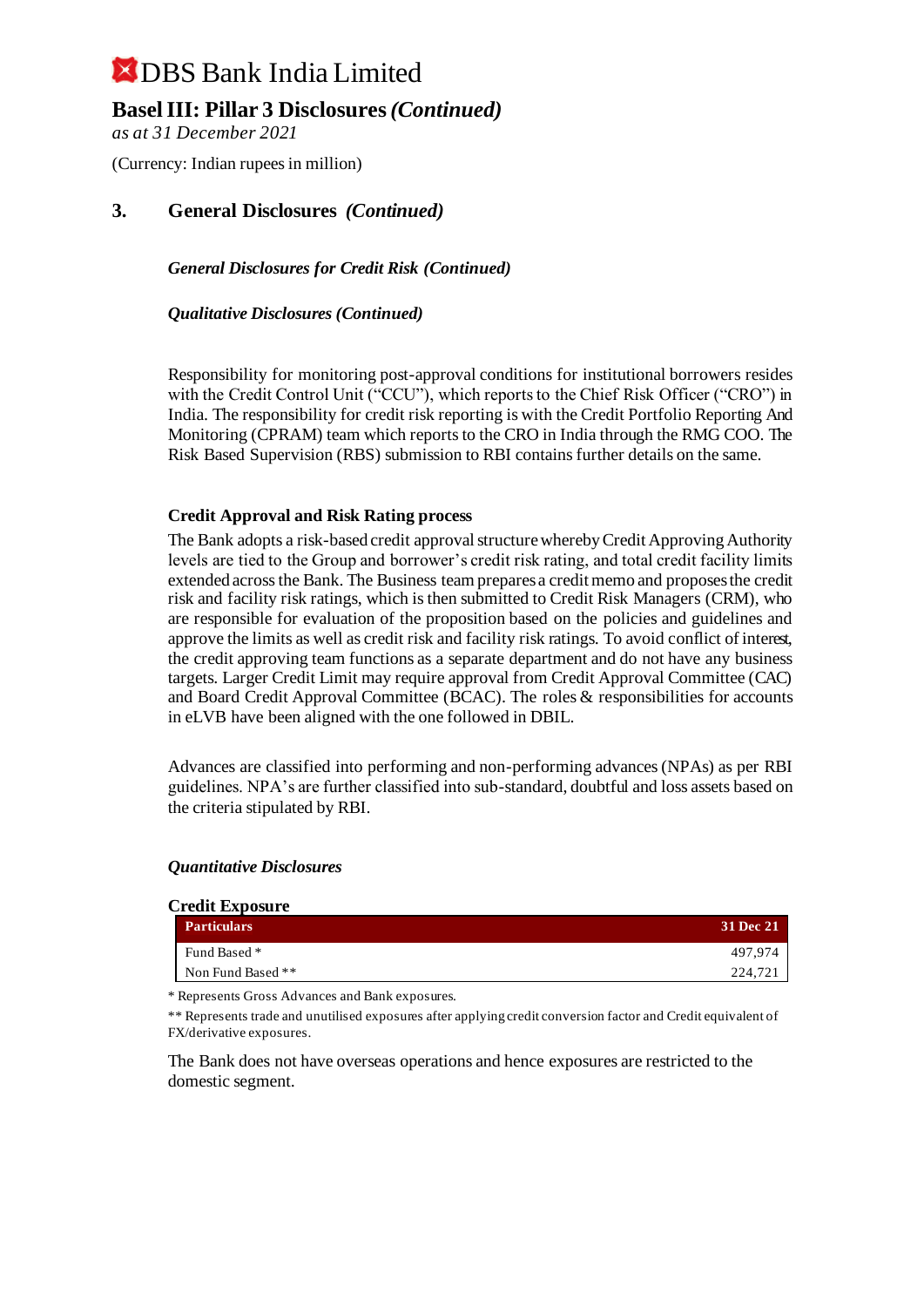# DBS Bank India Limited

## Basel III: Pillar 3 Disclosures *(Continued)*

*as at 31 December 2021*

(Currency: Indian rupees in million)

## 3. General Disclosures *(Continued)*

### *General Disclosures for Credit Risk (Continued)*

#### *Qualitative Disclosures (Continued)*

Responsibility for monitoring post-approval conditions for institutional borrowers resides with the Credit Control Unit ("CCU"), which reports to the Chief Risk Officer ("CRO") in India. The responsibility for credit risk reporting is with the Credit Portfolio Reporting And Monitoring (CPRAM) team which reports to the CRO in India through the RMG COO. The Risk Based Supervision (RBS) submission to RBI contains further details on the same.

**Credit Approval and Risk Rating process**

The Bank adopts a risk-based credit approval structure whereby Credit Approving Authority levels are tied to the Group and borrower's credit risk rating, and total credit facility limits extended across the Bank. The Business team prepares a credit memo and proposes the credit risk and facility risk ratings, which is then submitted to Credit Risk Managers (CRM), who are responsible for evaluation of the proposition based on the policies and guidelines and approve the limits as well as credit risk and facility risk ratings. To avoid conflict of interest, the credit approving team functions as a separate department and do not have any business targets. Larger Credit Limit may require approval from Credit Approval Committee (CAC) and Board Credit Approval Committee (BCAC). The roles & responsibilities for accounts in eLVB have been aligned with the one followed in DBIL.

Advances are classified into performing and non-performing advances (NPAs) as per RBI guidelines. NPA's are further classified into sub-standard, doubtful and loss assets based on the criteria stipulated by RBI.

#### *Quantitative Disclosures*

**Credit Exposure**

| Particulars | 31 Dec 21 |
|---|---|
| Fund Based * | 497,974 |
| Non Fund Based ** | 224,721 |

* Represents Gross Advances and Bank exposures.

** Represents trade and unutilised exposures after applying credit conversion factor and Credit equivalent of FX/derivative exposures.

The Bank does not have overseas operations and hence exposures are restricted to the domestic segment.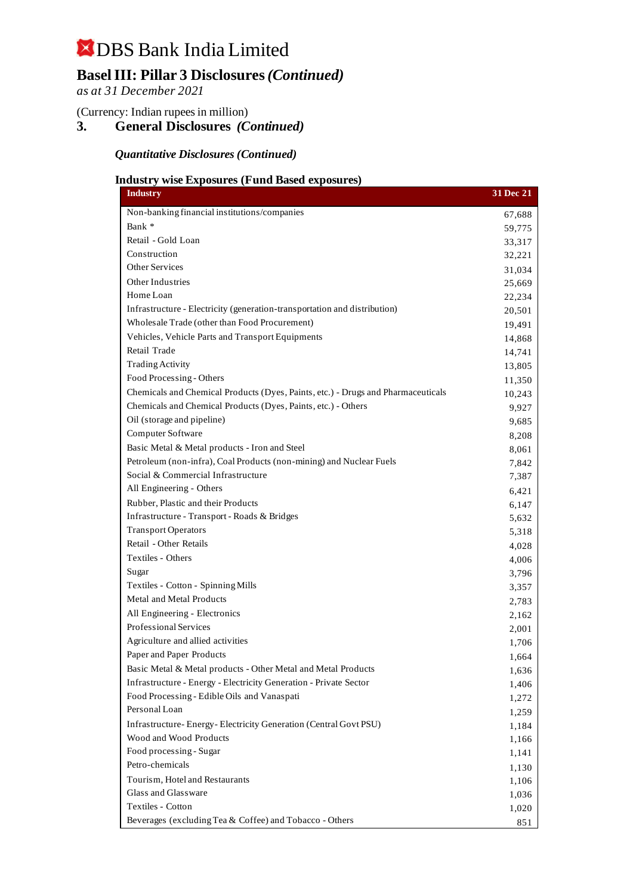# DBS Bank India Limited

## Basel III: Pillar 3 Disclosures *(Continued)*

*as at 31 December 2021*

(Currency: Indian rupees in million)

## 3. General Disclosures *(Continued)*

### *Quantitative Disclosures (Continued)*

#### Industry wise Exposures (Fund Based exposures)

| Industry | 31 Dec 21 |
|---|---|
| Non-banking financial institutions/companies | 67,688 |
| Bank * | 59,775 |
| Retail - Gold Loan | 33,317 |
| Construction | 32,221 |
| Other Services | 31,034 |
| Other Industries | 25,669 |
| Home Loan | 22,234 |
| Infrastructure - Electricity (generation-transportation and distribution) | 20,501 |
| Wholesale Trade (other than Food Procurement) | 19,491 |
| Vehicles, Vehicle Parts and Transport Equipments | 14,868 |
| Retail Trade | 14,741 |
| Trading Activity | 13,805 |
| Food Processing - Others | 11,350 |
| Chemicals and Chemical Products (Dyes, Paints, etc.) - Drugs and Pharmaceuticals | 10,243 |
| Chemicals and Chemical Products (Dyes, Paints, etc.) - Others | 9,927 |
| Oil (storage and pipeline) | 9,685 |
| Computer Software | 8,208 |
| Basic Metal & Metal products - Iron and Steel | 8,061 |
| Petroleum (non-infra), Coal Products (non-mining) and Nuclear Fuels | 7,842 |
| Social & Commercial Infrastructure | 7,387 |
| All Engineering - Others | 6,421 |
| Rubber, Plastic and their Products | 6,147 |
| Infrastructure - Transport - Roads & Bridges | 5,632 |
| Transport Operators | 5,318 |
| Retail - Other Retails | 4,028 |
| Textiles - Others | 4,006 |
| Sugar | 3,796 |
| Textiles - Cotton - Spinning Mills | 3,357 |
| Metal and Metal Products | 2,783 |
| All Engineering - Electronics | 2,162 |
| Professional Services | 2,001 |
| Agriculture and allied activities | 1,706 |
| Paper and Paper Products | 1,664 |
| Basic Metal & Metal products - Other Metal and Metal Products | 1,636 |
| Infrastructure - Energy - Electricity Generation - Private Sector | 1,406 |
| Food Processing - Edible Oils and Vanaspati | 1,272 |
| Personal Loan | 1,259 |
| Infrastructure- Energy- Electricity Generation (Central Govt PSU) | 1,184 |
| Wood and Wood Products | 1,166 |
| Food processing - Sugar | 1,141 |
| Petro-chemicals | 1,130 |
| Tourism, Hotel and Restaurants | 1,106 |
| Glass and Glassware | 1,036 |
| Textiles - Cotton | 1,020 |
| Beverages (excluding Tea & Coffee) and Tobacco - Others | 851 |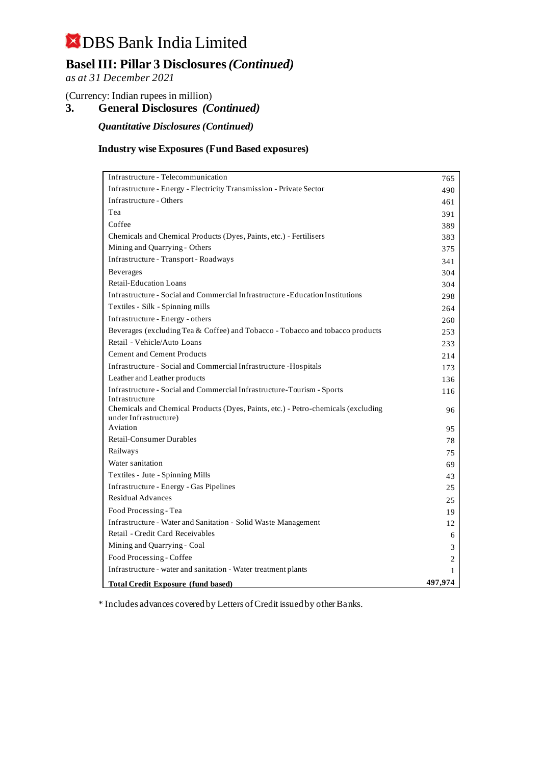# DBS Bank India Limited

## Basel III: Pillar 3 Disclosures *(Continued)*

*as at 31 December 2021*

(Currency: Indian rupees in million)

### 3. General Disclosures *(Continued)*

***Quantitative Disclosures (Continued)***

**Industry wise Exposures (Fund Based exposures)**

| | |
|---|---|
| Infrastructure - Telecommunication | 765 |
| Infrastructure - Energy - Electricity Transmission - Private Sector | 490 |
| Infrastructure - Others | 461 |
| Tea | 391 |
| Coffee | 389 |
| Chemicals and Chemical Products (Dyes, Paints, etc.) - Fertilisers | 383 |
| Mining and Quarrying - Others | 375 |
| Infrastructure - Transport - Roadways | 341 |
| Beverages | 304 |
| Retail-Education Loans | 304 |
| Infrastructure - Social and Commercial Infrastructure -Education Institutions | 298 |
| Textiles - Silk - Spinning mills | 264 |
| Infrastructure - Energy - others | 260 |
| Beverages (excluding Tea & Coffee) and Tobacco - Tobacco and tobacco products | 253 |
| Retail - Vehicle/Auto Loans | 233 |
| Cement and Cement Products | 214 |
| Infrastructure - Social and Commercial Infrastructure -Hospitals | 173 |
| Leather and Leather products | 136 |
| Infrastructure - Social and Commercial Infrastructure-Tourism - Sports Infrastructure | 116 |
| Chemicals and Chemical Products (Dyes, Paints, etc.) - Petro-chemicals (excluding under Infrastructure) | 96 |
| Aviation | 95 |
| Retail-Consumer Durables | 78 |
| Railways | 75 |
| Water sanitation | 69 |
| Textiles - Jute - Spinning Mills | 43 |
| Infrastructure - Energy - Gas Pipelines | 25 |
| Residual Advances | 25 |
| Food Processing - Tea | 19 |
| Infrastructure - Water and Sanitation - Solid Waste Management | 12 |
| Retail - Credit Card Receivables | 6 |
| Mining and Quarrying - Coal | 3 |
| Food Processing - Coffee | 2 |
| Infrastructure - water and sanitation - Water treatment plants | 1 |
| **Total Credit Exposure (fund based)** | **497,974** |

\* Includes advances covered by Letters of Credit issued by other Banks.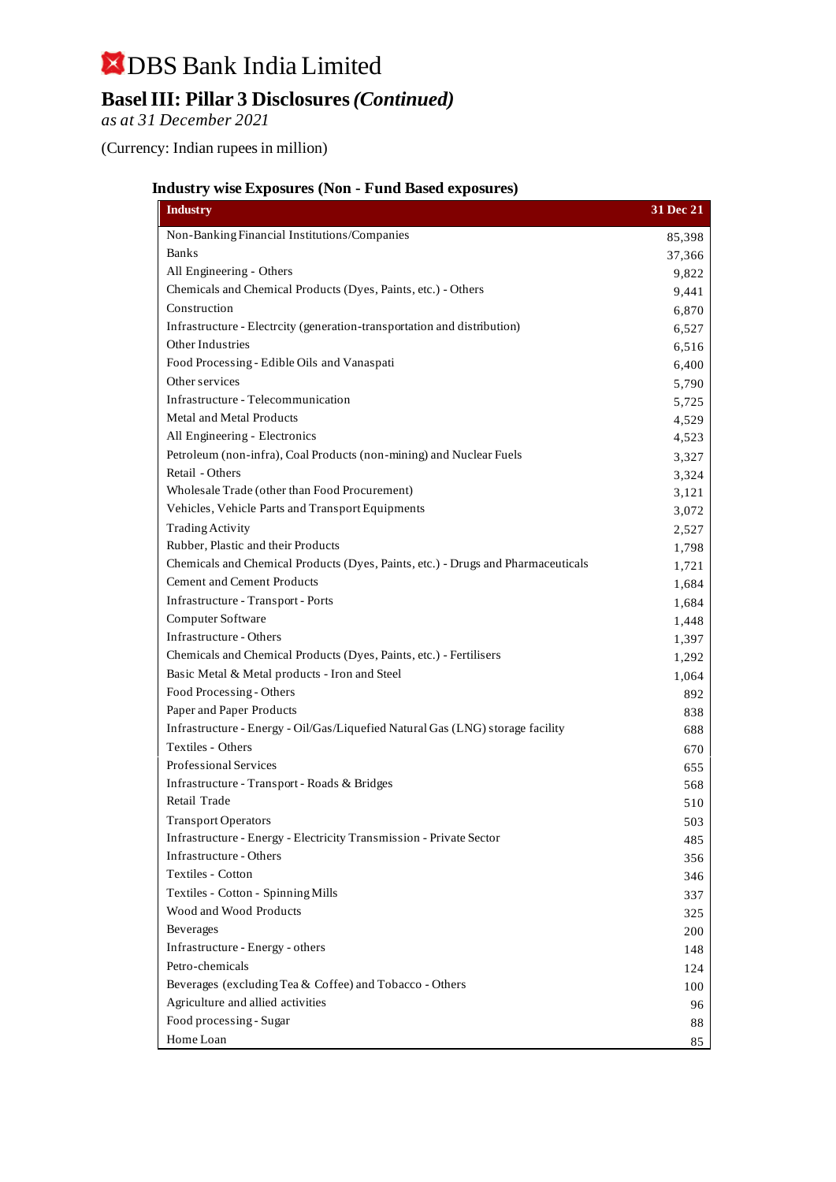# DBS Bank India Limited

## Basel III: Pillar 3 Disclosures *(Continued)*

*as at 31 December 2021*

(Currency: Indian rupees in million)

### Industry wise Exposures (Non - Fund Based exposures)

| Industry | 31 Dec 21 |
|---|---|
| Non-Banking Financial Institutions/Companies | 85,398 |
| Banks | 37,366 |
| All Engineering - Others | 9,822 |
| Chemicals and Chemical Products (Dyes, Paints, etc.) - Others | 9,441 |
| Construction | 6,870 |
| Infrastructure - Electrcity (generation-transportation and distribution) | 6,527 |
| Other Industries | 6,516 |
| Food Processing - Edible Oils and Vanaspati | 6,400 |
| Other services | 5,790 |
| Infrastructure - Telecommunication | 5,725 |
| Metal and Metal Products | 4,529 |
| All Engineering - Electronics | 4,523 |
| Petroleum (non-infra), Coal Products (non-mining) and Nuclear Fuels | 3,327 |
| Retail - Others | 3,324 |
| Wholesale Trade (other than Food Procurement) | 3,121 |
| Vehicles, Vehicle Parts and Transport Equipments | 3,072 |
| Trading Activity | 2,527 |
| Rubber, Plastic and their Products | 1,798 |
| Chemicals and Chemical Products (Dyes, Paints, etc.) - Drugs and Pharmaceuticals | 1,721 |
| Cement and Cement Products | 1,684 |
| Infrastructure - Transport - Ports | 1,684 |
| Computer Software | 1,448 |
| Infrastructure - Others | 1,397 |
| Chemicals and Chemical Products (Dyes, Paints, etc.) - Fertilisers | 1,292 |
| Basic Metal & Metal products - Iron and Steel | 1,064 |
| Food Processing - Others | 892 |
| Paper and Paper Products | 838 |
| Infrastructure - Energy - Oil/Gas/Liquefied Natural Gas (LNG) storage facility | 688 |
| Textiles - Others | 670 |
| Professional Services | 655 |
| Infrastructure - Transport - Roads & Bridges | 568 |
| Retail Trade | 510 |
| Transport Operators | 503 |
| Infrastructure - Energy - Electricity Transmission - Private Sector | 485 |
| Infrastructure - Others | 356 |
| Textiles - Cotton | 346 |
| Textiles - Cotton - Spinning Mills | 337 |
| Wood and Wood Products | 325 |
| Beverages | 200 |
| Infrastructure - Energy - others | 148 |
| Petro-chemicals | 124 |
| Beverages (excluding Tea & Coffee) and Tobacco - Others | 100 |
| Agriculture and allied activities | 96 |
| Food processing - Sugar | 88 |
| Home Loan | 85 |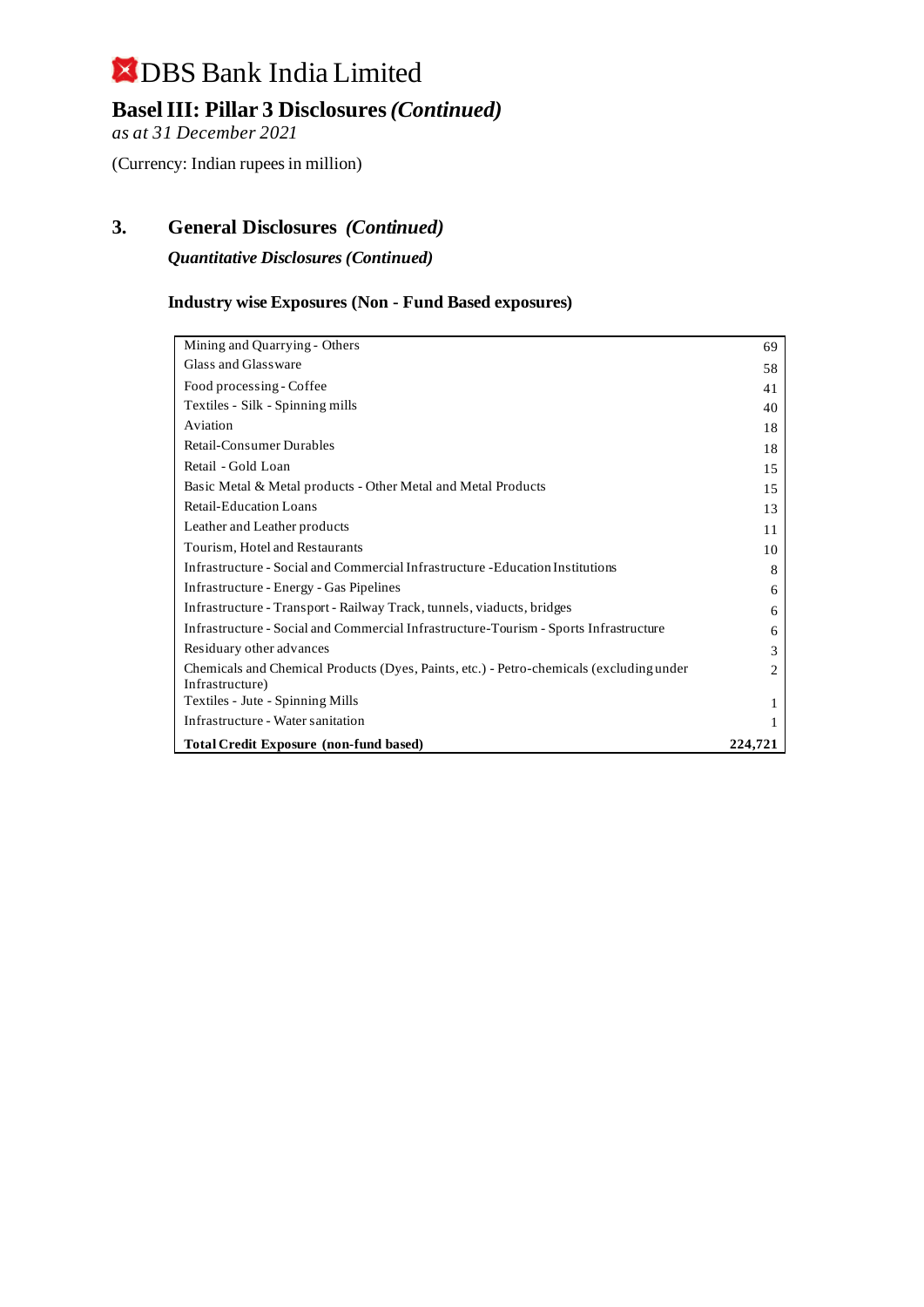# DBS Bank India Limited

## Basel III: Pillar 3 Disclosures *(Continued)*

*as at 31 December 2021*

(Currency: Indian rupees in million)

## 3. General Disclosures *(Continued)*

### *Quantitative Disclosures (Continued)*

### Industry wise Exposures (Non - Fund Based exposures)

| | |
|---|---|
| Mining and Quarrying - Others | 69 |
| Glass and Glassware | 58 |
| Food processing - Coffee | 41 |
| Textiles - Silk - Spinning mills | 40 |
| Aviation | 18 |
| Retail-Consumer Durables | 18 |
| Retail - Gold Loan | 15 |
| Basic Metal & Metal products - Other Metal and Metal Products | 15 |
| Retail-Education Loans | 13 |
| Leather and Leather products | 11 |
| Tourism, Hotel and Restaurants | 10 |
| Infrastructure - Social and Commercial Infrastructure -Education Institutions | 8 |
| Infrastructure - Energy - Gas Pipelines | 6 |
| Infrastructure - Transport - Railway Track, tunnels, viaducts, bridges | 6 |
| Infrastructure - Social and Commercial Infrastructure-Tourism - Sports Infrastructure | 6 |
| Residuary other advances | 3 |
| Chemicals and Chemical Products (Dyes, Paints, etc.) - Petro-chemicals (excluding under Infrastructure) | 2 |
| Textiles - Jute - Spinning Mills | 1 |
| Infrastructure - Water sanitation | 1 |
| **Total Credit Exposure (non-fund based)** | **224,721** |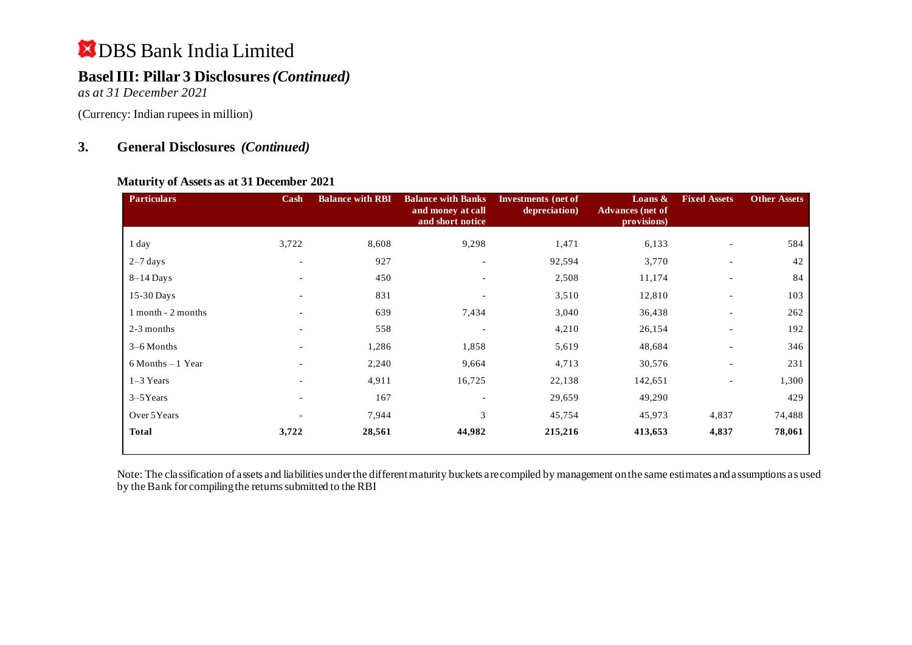# DBS Bank India Limited

## Basel III: Pillar 3 Disclosures *(Continued)*

*as at 31 December 2021*

(Currency: Indian rupees in million)

## 3. General Disclosures *(Continued)*

### Maturity of Assets as at 31 December 2021

| Particulars | Cash | Balance with RBI | Balance with Banks and money at call and short notice | Investments (net of depreciation) | Loans & Advances (net of provisions) | Fixed Assets | Other Assets |
|---|---|---|---|---|---|---|---|
| 1 day | 3,722 | 8,608 | 9,298 | 1,471 | 6,133 | - | 584 |
| 2–7 days | - | 927 | - | 92,594 | 3,770 | - | 42 |
| 8–14 Days | - | 450 | - | 2,508 | 11,174 | - | 84 |
| 15-30 Days | - | 831 | - | 3,510 | 12,810 | - | 103 |
| 1 month - 2 months | - | 639 | 7,434 | 3,040 | 36,438 | - | 262 |
| 2-3 months | - | 558 | - | 4,210 | 26,154 | - | 192 |
| 3–6 Months | - | 1,286 | 1,858 | 5,619 | 48,684 | - | 346 |
| 6 Months – 1 Year | - | 2,240 | 9,664 | 4,713 | 30,576 | - | 231 |
| 1–3 Years | - | 4,911 | 16,725 | 22,138 | 142,651 | - | 1,300 |
| 3–5Years | - | 167 | - | 29,659 | 49,290 | | 429 |
| Over 5Years | - | 7,944 | 3 | 45,754 | 45,973 | 4,837 | 74,488 |
| **Total** | **3,722** | **28,561** | **44,982** | **215,216** | **413,653** | **4,837** | **78,061** |

Note: The classification of assets and liabilities under the different maturity buckets are compiled by management on the same estimates and assumptions as used by the Bank for compiling the returns submitted to the RBI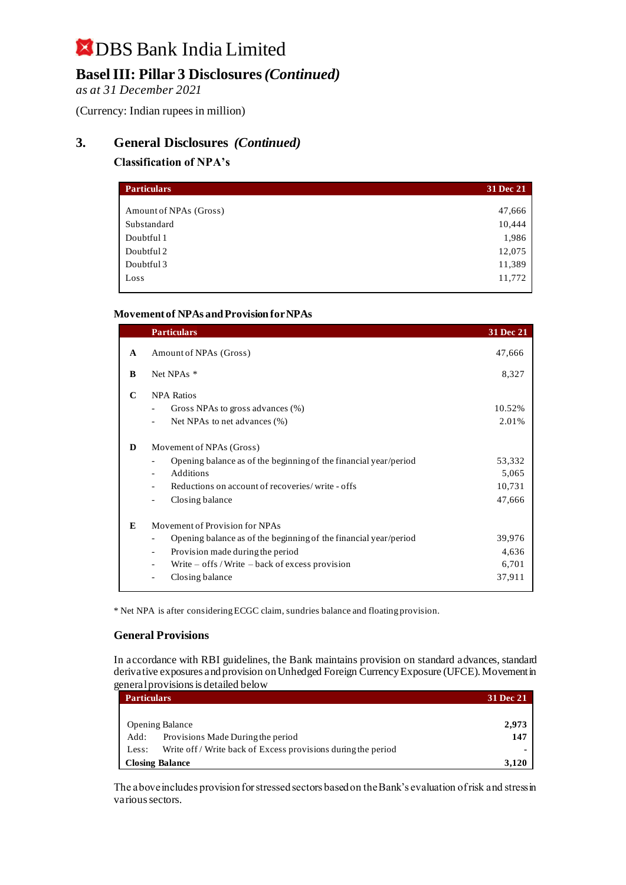# DBS Bank India Limited

## Basel III: Pillar 3 Disclosures *(Continued)*

*as at 31 December 2021*

(Currency: Indian rupees in million)

## 3. General Disclosures *(Continued)*

### Classification of NPA's

| Particulars | 31 Dec 21 |
|---|---|
| Amount of NPAs (Gross) | 47,666 |
| Substandard | 10,444 |
| Doubtful 1 | 1,986 |
| Doubtful 2 | 12,075 |
| Doubtful 3 | 11,389 |
| Loss | 11,772 |

### Movement of NPAs and Provision for NPAs

| | Particulars | 31 Dec 21 |
|---|---|---|
| **A** | Amount of NPAs (Gross) | 47,666 |
| **B** | Net NPAs * | 8,327 |
| **C** | NPA Ratios | |
| | - Gross NPAs to gross advances (%) | 10.52% |
| | - Net NPAs to net advances (%) | 2.01% |
| **D** | Movement of NPAs (Gross) | |
| | - Opening balance as of the beginning of the financial year/period | 53,332 |
| | - Additions | 5,065 |
| | - Reductions on account of recoveries/ write - offs | 10,731 |
| | - Closing balance | 47,666 |
| **E** | Movement of Provision for NPAs | |
| | - Opening balance as of the beginning of the financial year/period | 39,976 |
| | - Provision made during the period | 4,636 |
| | - Write – offs / Write – back of excess provision | 6,701 |
| | - Closing balance | 37,911 |

* Net NPA is after considering ECGC claim, sundries balance and floating provision.

### General Provisions

In accordance with RBI guidelines, the Bank maintains provision on standard advances, standard derivative exposures and provision on Unhedged Foreign Currency Exposure (UFCE). Movement in general provisions is detailed below

| Particulars | 31 Dec 21 |
|---|---|
| Opening Balance | **2,973** |
| Add: Provisions Made During the period | **147** |
| Less: Write off / Write back of Excess provisions during the period | **-** |
| **Closing Balance** | **3,120** |

The above includes provision for stressed sectors based on the Bank's evaluation of risk and stress in various sectors.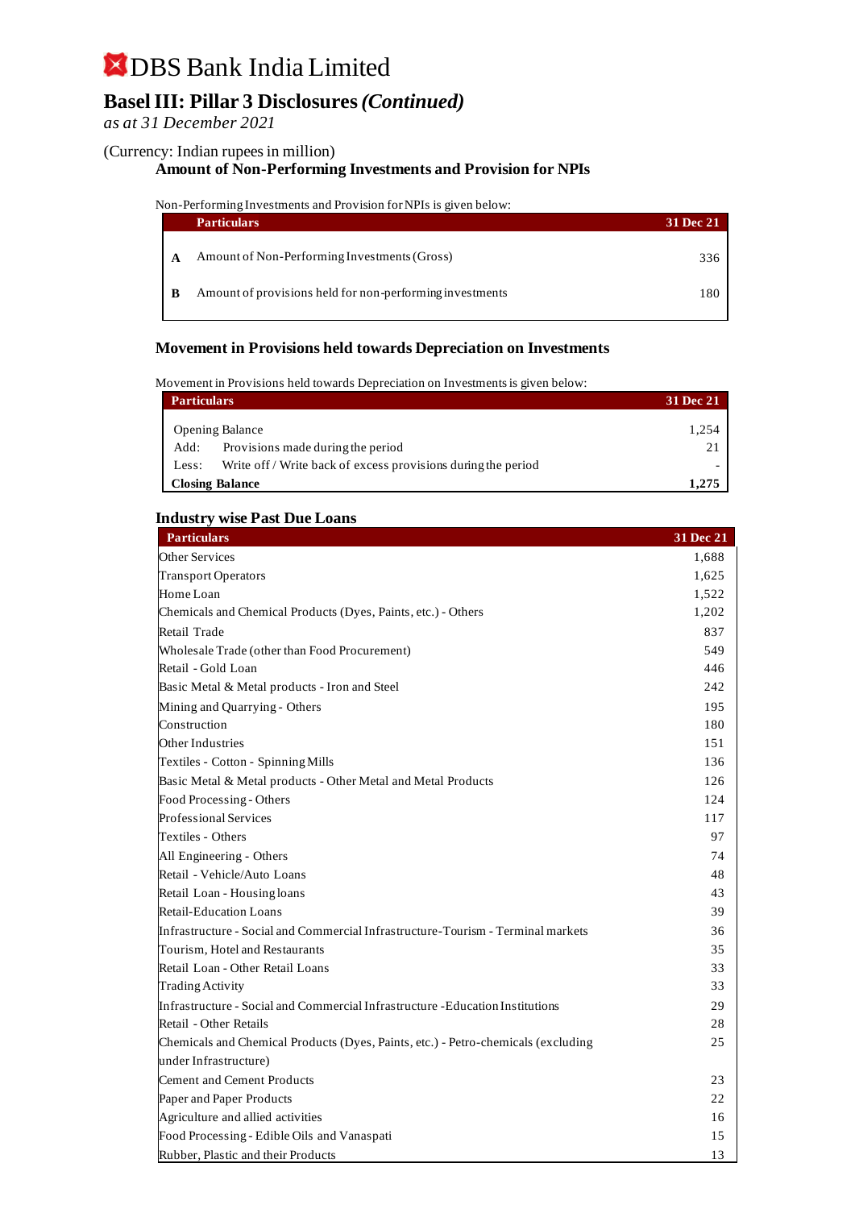# DBS Bank India Limited

## Basel III: Pillar 3 Disclosures *(Continued)*

*as at 31 December 2021*

(Currency: Indian rupees in million)

### Amount of Non-Performing Investments and Provision for NPIs

Non-Performing Investments and Provision for NPIs is given below:

| | Particulars | 31 Dec 21 |
|---|---|---|
| **A** | Amount of Non-Performing Investments (Gross) | 336 |
| **B** | Amount of provisions held for non-performing investments | 180 |

### Movement in Provisions held towards Depreciation on Investments

Movement in Provisions held towards Depreciation on Investments is given below:

| Particulars | | 31 Dec 21 |
|---|---|---|
| Opening Balance | | 1,254 |
| Add: | Provisions made during the period | 21 |
| Less: | Write off / Write back of excess provisions during the period | - |
| **Closing Balance** | | **1,275** |

### Industry wise Past Due Loans

| Particulars | 31 Dec 21 |
|---|---|
| Other Services | 1,688 |
| Transport Operators | 1,625 |
| Home Loan | 1,522 |
| Chemicals and Chemical Products (Dyes, Paints, etc.) - Others | 1,202 |
| Retail Trade | 837 |
| Wholesale Trade (other than Food Procurement) | 549 |
| Retail - Gold Loan | 446 |
| Basic Metal & Metal products - Iron and Steel | 242 |
| Mining and Quarrying - Others | 195 |
| Construction | 180 |
| Other Industries | 151 |
| Textiles - Cotton - Spinning Mills | 136 |
| Basic Metal & Metal products - Other Metal and Metal Products | 126 |
| Food Processing - Others | 124 |
| Professional Services | 117 |
| Textiles - Others | 97 |
| All Engineering - Others | 74 |
| Retail - Vehicle/Auto Loans | 48 |
| Retail Loan - Housing loans | 43 |
| Retail-Education Loans | 39 |
| Infrastructure - Social and Commercial Infrastructure-Tourism - Terminal markets | 36 |
| Tourism, Hotel and Restaurants | 35 |
| Retail Loan - Other Retail Loans | 33 |
| Trading Activity | 33 |
| Infrastructure - Social and Commercial Infrastructure -Education Institutions | 29 |
| Retail - Other Retails | 28 |
| Chemicals and Chemical Products (Dyes, Paints, etc.) - Petro-chemicals (excluding under Infrastructure) | 25 |
| Cement and Cement Products | 23 |
| Paper and Paper Products | 22 |
| Agriculture and allied activities | 16 |
| Food Processing - Edible Oils and Vanaspati | 15 |
| Rubber, Plastic and their Products | 13 |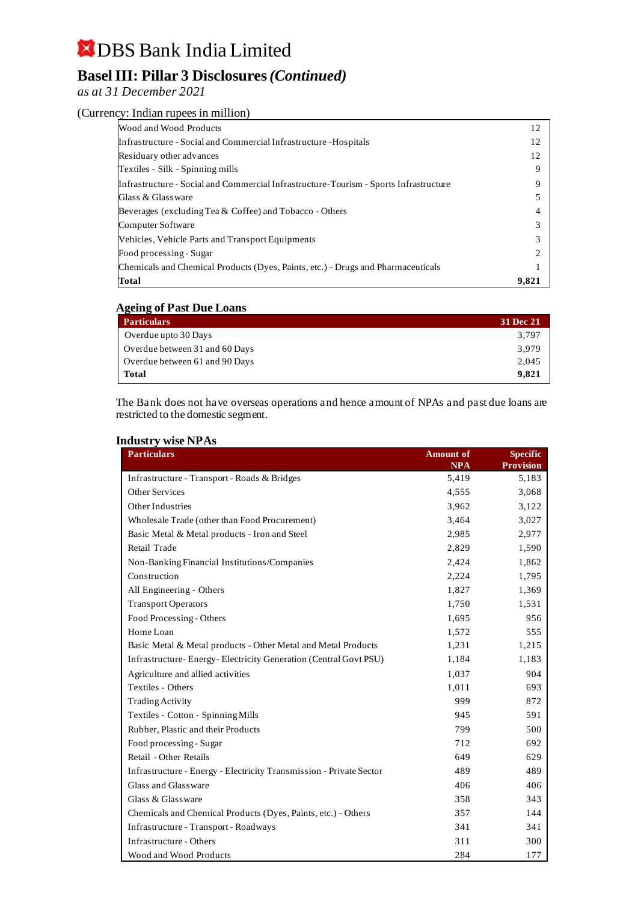# DBS Bank India Limited

## Basel III: Pillar 3 Disclosures *(Continued)*

*as at 31 December 2021*

(Currency: Indian rupees in million)

| | |
|---|---|
| Wood and Wood Products | 12 |
| Infrastructure - Social and Commercial Infrastructure -Hospitals | 12 |
| Residuary other advances | 12 |
| Textiles - Silk - Spinning mills | 9 |
| Infrastructure - Social and Commercial Infrastructure-Tourism - Sports Infrastructure | 9 |
| Glass & Glassware | 5 |
| Beverages (excluding Tea & Coffee) and Tobacco - Others | 4 |
| Computer Software | 3 |
| Vehicles, Vehicle Parts and Transport Equipments | 3 |
| Food processing - Sugar | 2 |
| Chemicals and Chemical Products (Dyes, Paints, etc.) - Drugs and Pharmaceuticals | 1 |
| **Total** | **9,821** |

### Ageing of Past Due Loans

| Particulars | 31 Dec 21 |
|---|---|
| Overdue upto 30 Days | 3,797 |
| Overdue between 31 and 60 Days | 3,979 |
| Overdue between 61 and 90 Days | 2,045 |
| **Total** | **9,821** |

The Bank does not have overseas operations and hence amount of NPAs and past due loans are restricted to the domestic segment.

### Industry wise NPAs

| Particulars | Amount of NPA | Specific Provision |
|---|---|---|
| Infrastructure - Transport - Roads & Bridges | 5,419 | 5,183 |
| Other Services | 4,555 | 3,068 |
| Other Industries | 3,962 | 3,122 |
| Wholesale Trade (other than Food Procurement) | 3,464 | 3,027 |
| Basic Metal & Metal products - Iron and Steel | 2,985 | 2,977 |
| Retail Trade | 2,829 | 1,590 |
| Non-Banking Financial Institutions/Companies | 2,424 | 1,862 |
| Construction | 2,224 | 1,795 |
| All Engineering - Others | 1,827 | 1,369 |
| Transport Operators | 1,750 | 1,531 |
| Food Processing - Others | 1,695 | 956 |
| Home Loan | 1,572 | 555 |
| Basic Metal & Metal products - Other Metal and Metal Products | 1,231 | 1,215 |
| Infrastructure- Energy- Electricity Generation (Central Govt PSU) | 1,184 | 1,183 |
| Agriculture and allied activities | 1,037 | 904 |
| Textiles - Others | 1,011 | 693 |
| Trading Activity | 999 | 872 |
| Textiles - Cotton - Spinning Mills | 945 | 591 |
| Rubber, Plastic and their Products | 799 | 500 |
| Food processing - Sugar | 712 | 692 |
| Retail - Other Retails | 649 | 629 |
| Infrastructure - Energy - Electricity Transmission - Private Sector | 489 | 489 |
| Glass and Glassware | 406 | 406 |
| Glass & Glassware | 358 | 343 |
| Chemicals and Chemical Products (Dyes, Paints, etc.) - Others | 357 | 144 |
| Infrastructure - Transport - Roadways | 341 | 341 |
| Infrastructure - Others | 311 | 300 |
| Wood and Wood Products | 284 | 177 |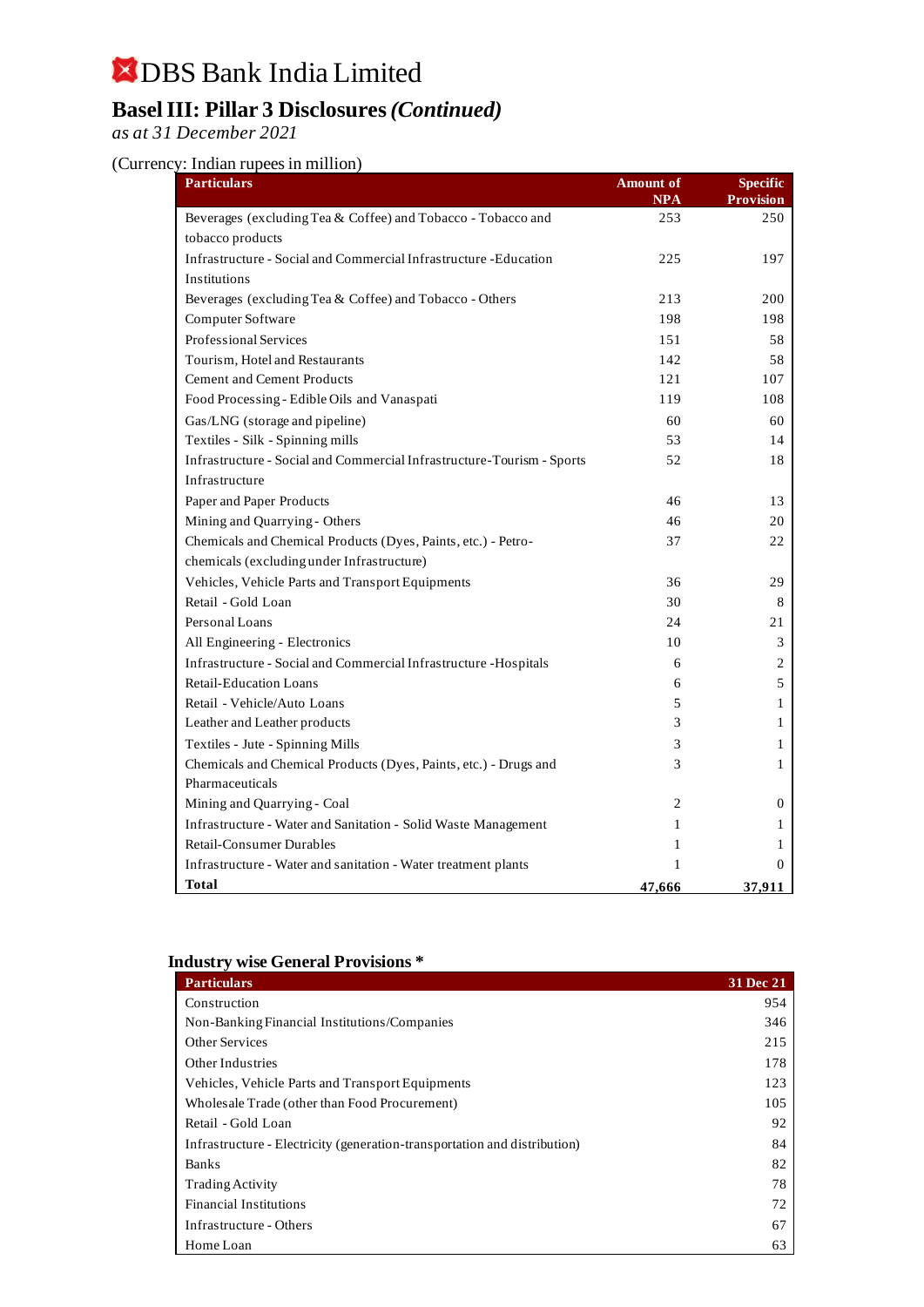# DBS Bank India Limited

## Basel III: Pillar 3 Disclosures *(Continued)*

*as at 31 December 2021*

(Currency: Indian rupees in million)

| Particulars | Amount of NPA | Specific Provision |
|---|---|---|
| Beverages (excluding Tea & Coffee) and Tobacco - Tobacco and tobacco products | 253 | 250 |
| Infrastructure - Social and Commercial Infrastructure -Education Institutions | 225 | 197 |
| Beverages (excluding Tea & Coffee) and Tobacco - Others | 213 | 200 |
| Computer Software | 198 | 198 |
| Professional Services | 151 | 58 |
| Tourism, Hotel and Restaurants | 142 | 58 |
| Cement and Cement Products | 121 | 107 |
| Food Processing - Edible Oils and Vanaspati | 119 | 108 |
| Gas/LNG (storage and pipeline) | 60 | 60 |
| Textiles - Silk - Spinning mills | 53 | 14 |
| Infrastructure - Social and Commercial Infrastructure-Tourism - Sports Infrastructure | 52 | 18 |
| Paper and Paper Products | 46 | 13 |
| Mining and Quarrying - Others | 46 | 20 |
| Chemicals and Chemical Products (Dyes, Paints, etc.) - Petro-chemicals (excluding under Infrastructure) | 37 | 22 |
| Vehicles, Vehicle Parts and Transport Equipments | 36 | 29 |
| Retail - Gold Loan | 30 | 8 |
| Personal Loans | 24 | 21 |
| All Engineering - Electronics | 10 | 3 |
| Infrastructure - Social and Commercial Infrastructure -Hospitals | 6 | 2 |
| Retail-Education Loans | 6 | 5 |
| Retail - Vehicle/Auto Loans | 5 | 1 |
| Leather and Leather products | 3 | 1 |
| Textiles - Jute - Spinning Mills | 3 | 1 |
| Chemicals and Chemical Products (Dyes, Paints, etc.) - Drugs and Pharmaceuticals | 3 | 1 |
| Mining and Quarrying - Coal | 2 | 0 |
| Infrastructure - Water and Sanitation - Solid Waste Management | 1 | 1 |
| Retail-Consumer Durables | 1 | 1 |
| Infrastructure - Water and sanitation - Water treatment plants | 1 | 0 |
| **Total** | **47,666** | **37,911** |

### Industry wise General Provisions *

| Particulars | 31 Dec 21 |
|---|---|
| Construction | 954 |
| Non-Banking Financial Institutions/Companies | 346 |
| Other Services | 215 |
| Other Industries | 178 |
| Vehicles, Vehicle Parts and Transport Equipments | 123 |
| Wholesale Trade (other than Food Procurement) | 105 |
| Retail - Gold Loan | 92 |
| Infrastructure - Electricity (generation-transportation and distribution) | 84 |
| Banks | 82 |
| Trading Activity | 78 |
| Financial Institutions | 72 |
| Infrastructure - Others | 67 |
| Home Loan | 63 |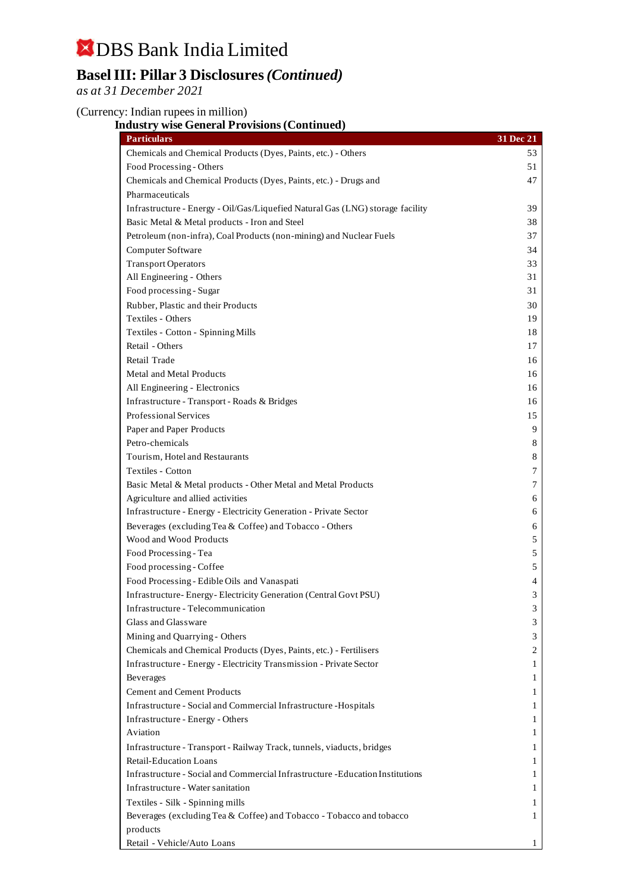# DBS Bank India Limited

## Basel III: Pillar 3 Disclosures *(Continued)*

*as at 31 December 2021*

(Currency: Indian rupees in million)

### Industry wise General Provisions (Continued)

| Particulars | 31 Dec 21 |
|---|---|
| Chemicals and Chemical Products (Dyes, Paints, etc.) - Others | 53 |
| Food Processing - Others | 51 |
| Chemicals and Chemical Products (Dyes, Paints, etc.) - Drugs and Pharmaceuticals | 47 |
| Infrastructure - Energy - Oil/Gas/Liquefied Natural Gas (LNG) storage facility | 39 |
| Basic Metal & Metal products - Iron and Steel | 38 |
| Petroleum (non-infra), Coal Products (non-mining) and Nuclear Fuels | 37 |
| Computer Software | 34 |
| Transport Operators | 33 |
| All Engineering - Others | 31 |
| Food processing - Sugar | 31 |
| Rubber, Plastic and their Products | 30 |
| Textiles - Others | 19 |
| Textiles - Cotton - Spinning Mills | 18 |
| Retail - Others | 17 |
| Retail Trade | 16 |
| Metal and Metal Products | 16 |
| All Engineering - Electronics | 16 |
| Infrastructure - Transport - Roads & Bridges | 16 |
| Professional Services | 15 |
| Paper and Paper Products | 9 |
| Petro-chemicals | 8 |
| Tourism, Hotel and Restaurants | 8 |
| Textiles - Cotton | 7 |
| Basic Metal & Metal products - Other Metal and Metal Products | 7 |
| Agriculture and allied activities | 6 |
| Infrastructure - Energy - Electricity Generation - Private Sector | 6 |
| Beverages (excluding Tea & Coffee) and Tobacco - Others | 6 |
| Wood and Wood Products | 5 |
| Food Processing - Tea | 5 |
| Food processing - Coffee | 5 |
| Food Processing - Edible Oils and Vanaspati | 4 |
| Infrastructure- Energy- Electricity Generation (Central Govt PSU) | 3 |
| Infrastructure - Telecommunication | 3 |
| Glass and Glassware | 3 |
| Mining and Quarrying - Others | 3 |
| Chemicals and Chemical Products (Dyes, Paints, etc.) - Fertilisers | 2 |
| Infrastructure - Energy - Electricity Transmission - Private Sector | 1 |
| Beverages | 1 |
| Cement and Cement Products | 1 |
| Infrastructure - Social and Commercial Infrastructure -Hospitals | 1 |
| Infrastructure - Energy - Others | 1 |
| Aviation | 1 |
| Infrastructure - Transport - Railway Track, tunnels, viaducts, bridges | 1 |
| Retail-Education Loans | 1 |
| Infrastructure - Social and Commercial Infrastructure -Education Institutions | 1 |
| Infrastructure - Water sanitation | 1 |
| Textiles - Silk - Spinning mills | 1 |
| Beverages (excluding Tea & Coffee) and Tobacco - Tobacco and tobacco products | 1 |
| Retail - Vehicle/Auto Loans | 1 |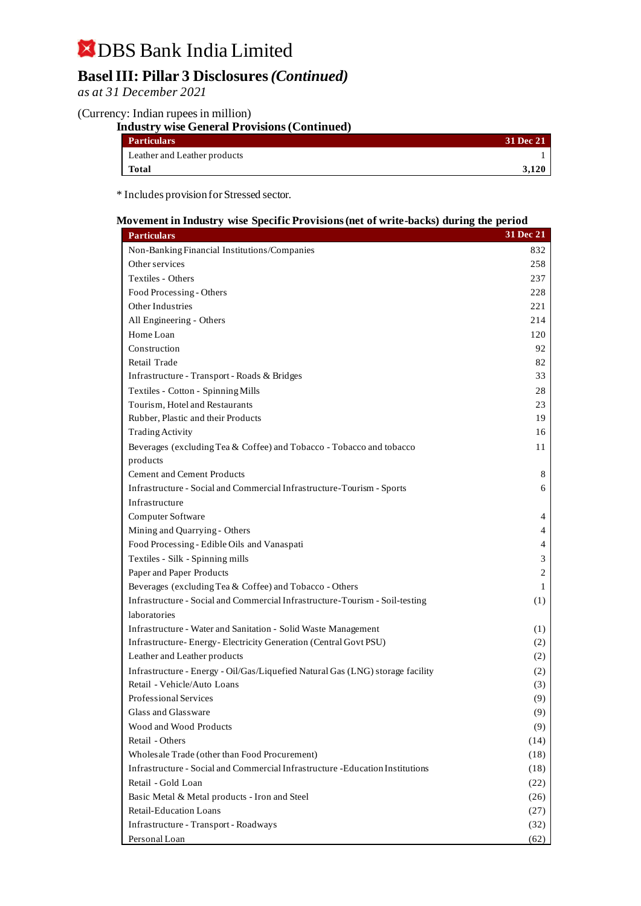# DBS Bank India Limited

## Basel III: Pillar 3 Disclosures *(Continued)*

*as at 31 December 2021*

(Currency: Indian rupees in million)

**Industry wise General Provisions (Continued)**

| Particulars | 31 Dec 21 |
|---|---|
| Leather and Leather products | 1 |
| **Total** | **3,120** |

\* Includes provision for Stressed sector.

**Movement in Industry wise Specific Provisions (net of write-backs) during the period**

| Particulars | 31 Dec 21 |
|---|---|
| Non-Banking Financial Institutions/Companies | 832 |
| Other services | 258 |
| Textiles - Others | 237 |
| Food Processing - Others | 228 |
| Other Industries | 221 |
| All Engineering - Others | 214 |
| Home Loan | 120 |
| Construction | 92 |
| Retail Trade | 82 |
| Infrastructure - Transport - Roads & Bridges | 33 |
| Textiles - Cotton - Spinning Mills | 28 |
| Tourism, Hotel and Restaurants | 23 |
| Rubber, Plastic and their Products | 19 |
| Trading Activity | 16 |
| Beverages (excluding Tea & Coffee) and Tobacco - Tobacco and tobacco products | 11 |
| Cement and Cement Products | 8 |
| Infrastructure - Social and Commercial Infrastructure-Tourism - Sports Infrastructure | 6 |
| Computer Software | 4 |
| Mining and Quarrying - Others | 4 |
| Food Processing - Edible Oils and Vanaspati | 4 |
| Textiles - Silk - Spinning mills | 3 |
| Paper and Paper Products | 2 |
| Beverages (excluding Tea & Coffee) and Tobacco - Others | 1 |
| Infrastructure - Social and Commercial Infrastructure-Tourism - Soil-testing laboratories | (1) |
| Infrastructure - Water and Sanitation - Solid Waste Management | (1) |
| Infrastructure- Energy- Electricity Generation (Central Govt PSU) | (2) |
| Leather and Leather products | (2) |
| Infrastructure - Energy - Oil/Gas/Liquefied Natural Gas (LNG) storage facility | (2) |
| Retail - Vehicle/Auto Loans | (3) |
| Professional Services | (9) |
| Glass and Glassware | (9) |
| Wood and Wood Products | (9) |
| Retail - Others | (14) |
| Wholesale Trade (other than Food Procurement) | (18) |
| Infrastructure - Social and Commercial Infrastructure -Education Institutions | (18) |
| Retail - Gold Loan | (22) |
| Basic Metal & Metal products - Iron and Steel | (26) |
| Retail-Education Loans | (27) |
| Infrastructure - Transport - Roadways | (32) |
| Personal Loan | (62) |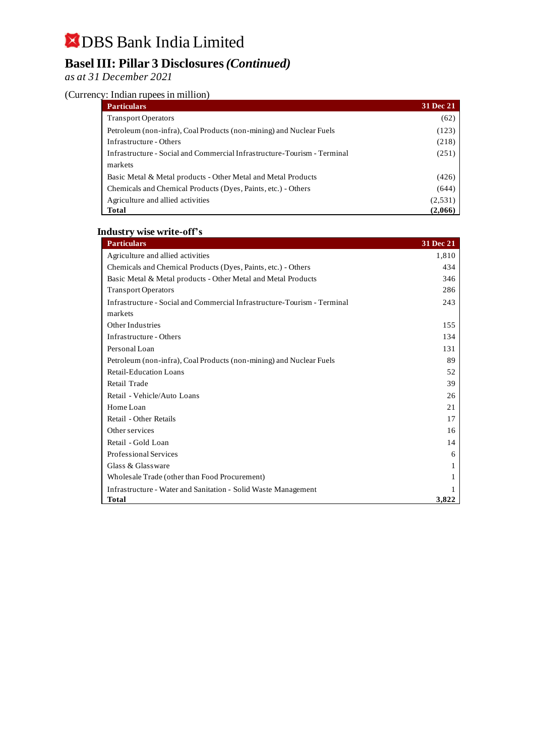# DBS Bank India Limited

## Basel III: Pillar 3 Disclosures *(Continued)*

*as at 31 December 2021*

(Currency: Indian rupees in million)

| Particulars | 31 Dec 21 |
|---|---|
| Transport Operators | (62) |
| Petroleum (non-infra), Coal Products (non-mining) and Nuclear Fuels | (123) |
| Infrastructure - Others | (218) |
| Infrastructure - Social and Commercial Infrastructure-Tourism - Terminal markets | (251) |
| Basic Metal & Metal products - Other Metal and Metal Products | (426) |
| Chemicals and Chemical Products (Dyes, Paints, etc.) - Others | (644) |
| Agriculture and allied activities | (2,531) |
| **Total** | **(2,066)** |

### Industry wise write-off's

| Particulars | 31 Dec 21 |
|---|---|
| Agriculture and allied activities | 1,810 |
| Chemicals and Chemical Products (Dyes, Paints, etc.) - Others | 434 |
| Basic Metal & Metal products - Other Metal and Metal Products | 346 |
| Transport Operators | 286 |
| Infrastructure - Social and Commercial Infrastructure-Tourism - Terminal markets | 243 |
| Other Industries | 155 |
| Infrastructure - Others | 134 |
| Personal Loan | 131 |
| Petroleum (non-infra), Coal Products (non-mining) and Nuclear Fuels | 89 |
| Retail-Education Loans | 52 |
| Retail Trade | 39 |
| Retail - Vehicle/Auto Loans | 26 |
| Home Loan | 21 |
| Retail - Other Retails | 17 |
| Other services | 16 |
| Retail - Gold Loan | 14 |
| Professional Services | 6 |
| Glass & Glassware | 1 |
| Wholesale Trade (other than Food Procurement) | 1 |
| Infrastructure - Water and Sanitation - Solid Waste Management | 1 |
| **Total** | **3,822** |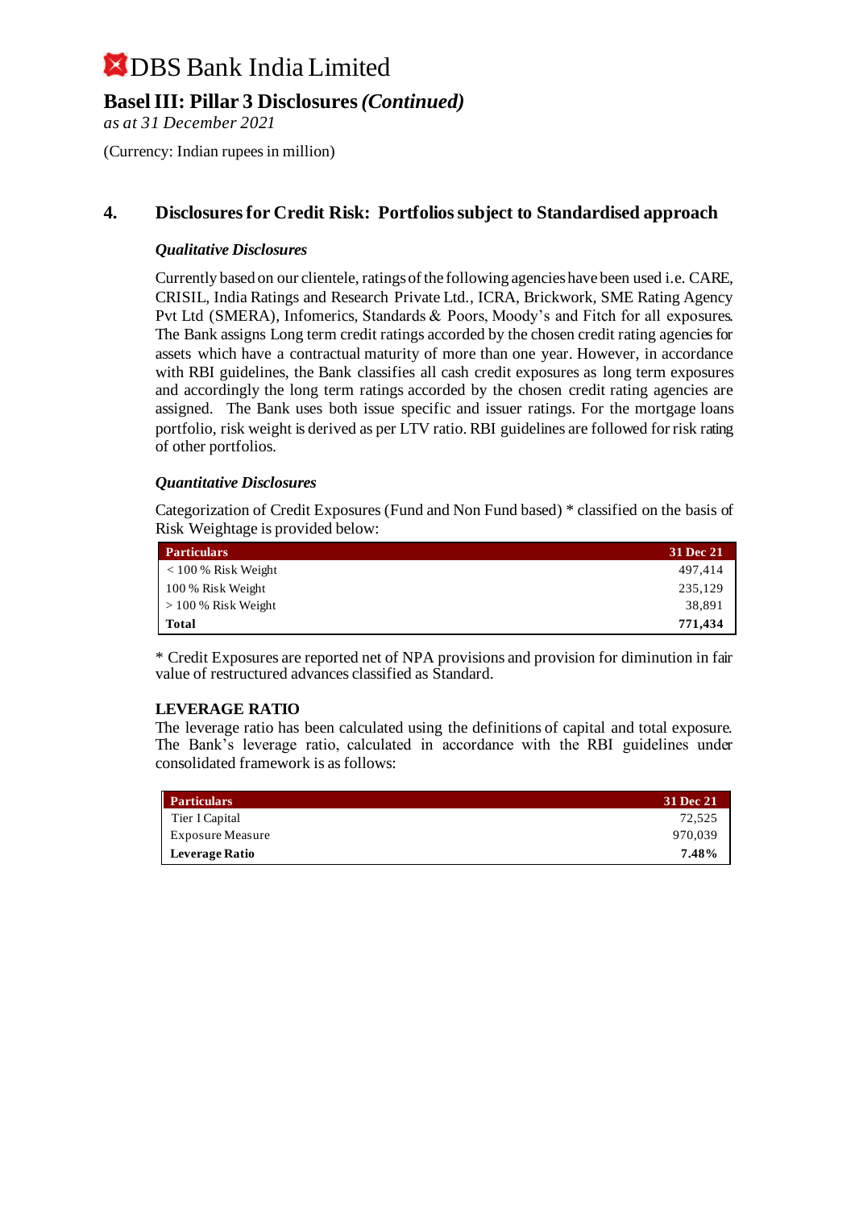# DBS Bank India Limited

## Basel III: Pillar 3 Disclosures *(Continued)*

*as at 31 December 2021*

(Currency: Indian rupees in million)

## 4. Disclosures for Credit Risk: Portfolios subject to Standardised approach

### *Qualitative Disclosures*

Currently based on our clientele, ratings of the following agencies have been used i.e. CARE, CRISIL, India Ratings and Research Private Ltd., ICRA, Brickwork, SME Rating Agency Pvt Ltd (SMERA), Infomerics, Standards & Poors, Moody's and Fitch for all exposures. The Bank assigns Long term credit ratings accorded by the chosen credit rating agencies for assets which have a contractual maturity of more than one year. However, in accordance with RBI guidelines, the Bank classifies all cash credit exposures as long term exposures and accordingly the long term ratings accorded by the chosen credit rating agencies are assigned. The Bank uses both issue specific and issuer ratings. For the mortgage loans portfolio, risk weight is derived as per LTV ratio. RBI guidelines are followed for risk rating of other portfolios.

### *Quantitative Disclosures*

Categorization of Credit Exposures (Fund and Non Fund based) * classified on the basis of Risk Weightage is provided below:

| Particulars | 31 Dec 21 |
|---|---|
| < 100 % Risk Weight | 497,414 |
| 100 % Risk Weight | 235,129 |
| > 100 % Risk Weight | 38,891 |
| **Total** | **771,434** |

* Credit Exposures are reported net of NPA provisions and provision for diminution in fair value of restructured advances classified as Standard.

### LEVERAGE RATIO

The leverage ratio has been calculated using the definitions of capital and total exposure. The Bank's leverage ratio, calculated in accordance with the RBI guidelines under consolidated framework is as follows:

| Particulars | 31 Dec 21 |
|---|---|
| Tier I Capital | 72,525 |
| Exposure Measure | 970,039 |
| **Leverage Ratio** | **7.48%** |